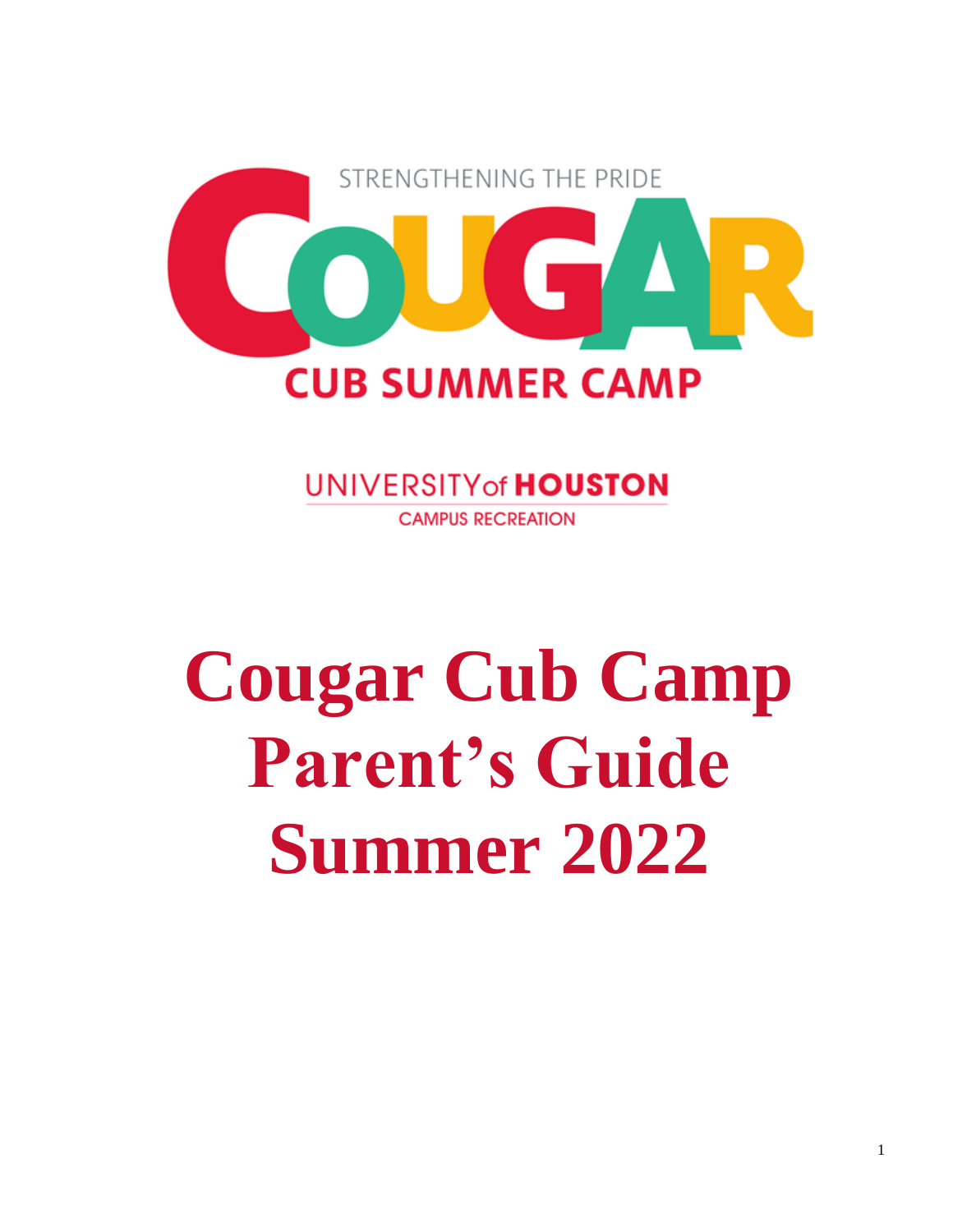STRENGTHENING THE PRIDE

COUGAR

CUB SUMMER CAMP

UNIVERSITY of HOUSTON

CAMPUS RECREATION

# Cougar Cub Camp Parent's Guide Summer 2022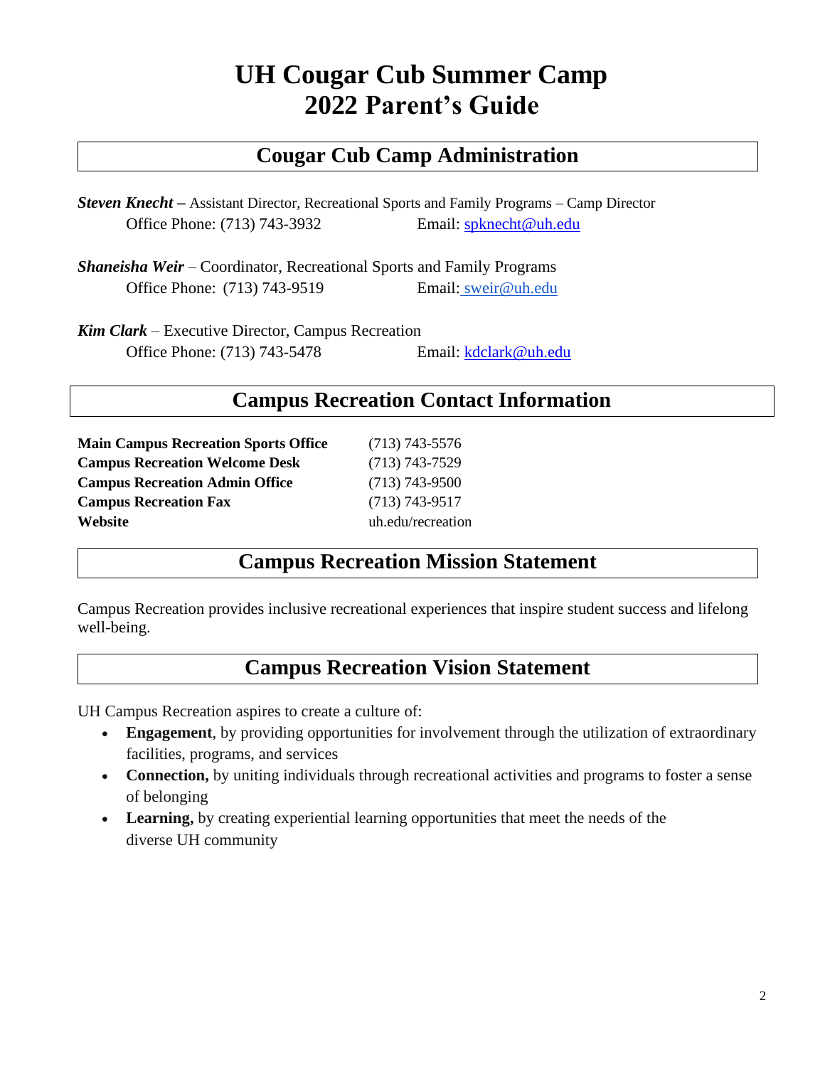# UH Cougar Cub Summer Camp
# 2022 Parent's Guide

## Cougar Cub Camp Administration

***Steven Knecht*** **–** Assistant Director, Recreational Sports and Family Programs – Camp Director
Office Phone: (713) 743-3932 Email: spknecht@uh.edu

***Shaneisha Weir*** – Coordinator, Recreational Sports and Family Programs
Office Phone: (713) 743-9519 Email: sweir@uh.edu

***Kim Clark*** – Executive Director, Campus Recreation
Office Phone: (713) 743-5478 Email: kdclark@uh.edu

## Campus Recreation Contact Information

| | |
|---|---|
| **Main Campus Recreation Sports Office** | (713) 743-5576 |
| **Campus Recreation Welcome Desk** | (713) 743-7529 |
| **Campus Recreation Admin Office** | (713) 743-9500 |
| **Campus Recreation Fax** | (713) 743-9517 |
| **Website** | uh.edu/recreation |

## Campus Recreation Mission Statement

Campus Recreation provides inclusive recreational experiences that inspire student success and lifelong well-being.

## Campus Recreation Vision Statement

UH Campus Recreation aspires to create a culture of:

- **Engagement**, by providing opportunities for involvement through the utilization of extraordinary facilities, programs, and services
- **Connection,** by uniting individuals through recreational activities and programs to foster a sense of belonging
- **Learning,** by creating experiential learning opportunities that meet the needs of the diverse UH community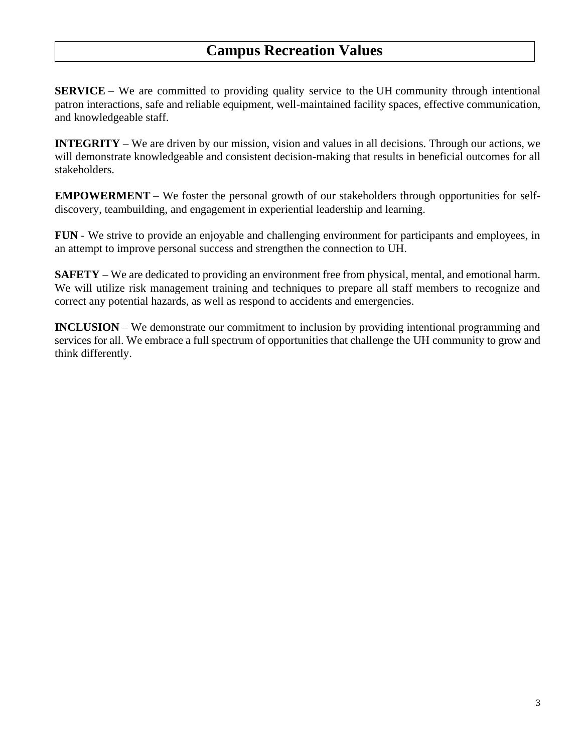# Campus Recreation Values

**SERVICE** – We are committed to providing quality service to the UH community through intentional patron interactions, safe and reliable equipment, well-maintained facility spaces, effective communication, and knowledgeable staff.

**INTEGRITY** – We are driven by our mission, vision and values in all decisions. Through our actions, we will demonstrate knowledgeable and consistent decision-making that results in beneficial outcomes for all stakeholders.

**EMPOWERMENT** – We foster the personal growth of our stakeholders through opportunities for self-discovery, teambuilding, and engagement in experiential leadership and learning.

**FUN** - We strive to provide an enjoyable and challenging environment for participants and employees, in an attempt to improve personal success and strengthen the connection to UH.

**SAFETY** – We are dedicated to providing an environment free from physical, mental, and emotional harm. We will utilize risk management training and techniques to prepare all staff members to recognize and correct any potential hazards, as well as respond to accidents and emergencies.

**INCLUSION** – We demonstrate our commitment to inclusion by providing intentional programming and services for all. We embrace a full spectrum of opportunities that challenge the UH community to grow and think differently.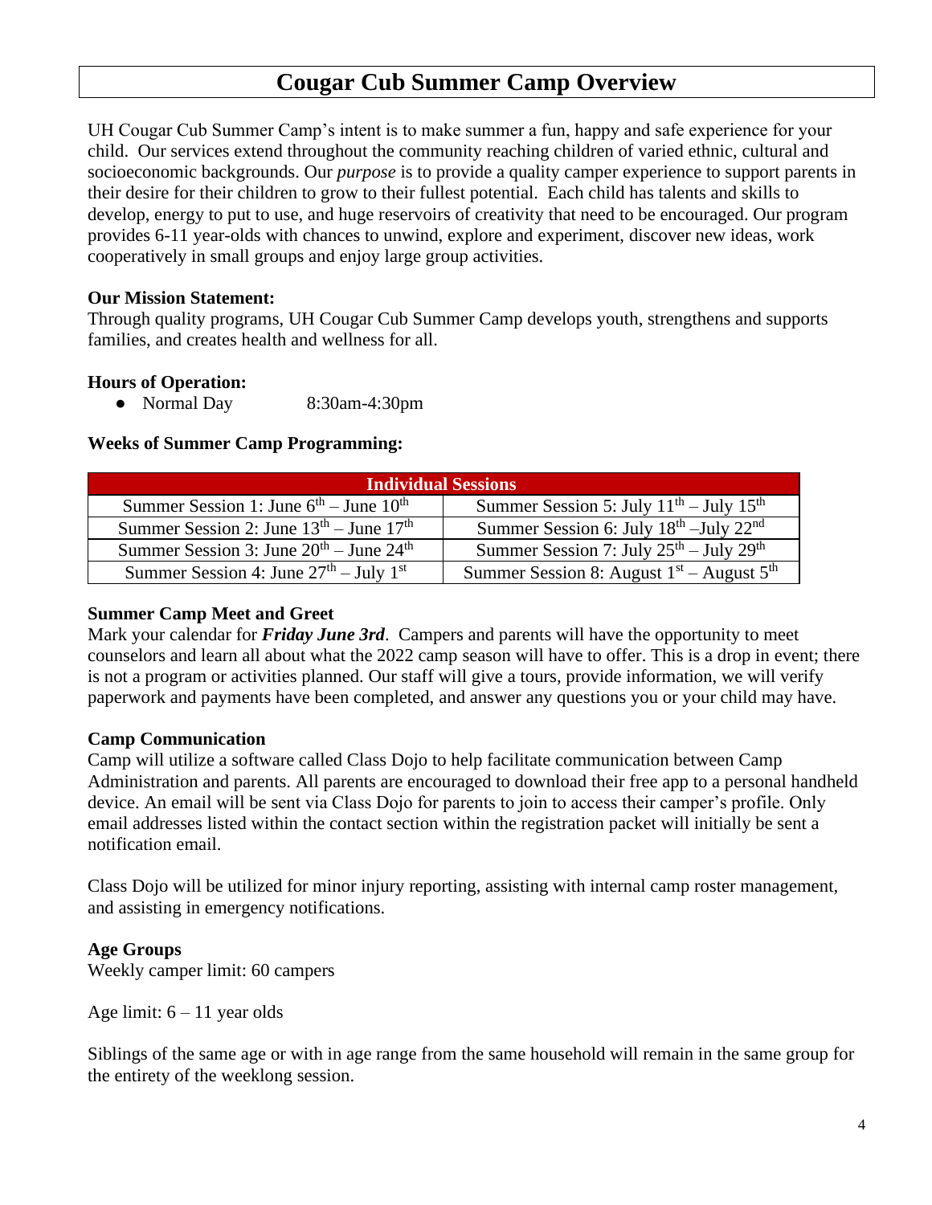# Cougar Cub Summer Camp Overview

UH Cougar Cub Summer Camp's intent is to make summer a fun, happy and safe experience for your child. Our services extend throughout the community reaching children of varied ethnic, cultural and socioeconomic backgrounds. Our *purpose* is to provide a quality camper experience to support parents in their desire for their children to grow to their fullest potential. Each child has talents and skills to develop, energy to put to use, and huge reservoirs of creativity that need to be encouraged. Our program provides 6-11 year-olds with chances to unwind, explore and experiment, discover new ideas, work cooperatively in small groups and enjoy large group activities.

**Our Mission Statement:**
Through quality programs, UH Cougar Cub Summer Camp develops youth, strengthens and supports families, and creates health and wellness for all.

**Hours of Operation:**

- Normal Day 8:30am-4:30pm

**Weeks of Summer Camp Programming:**

| Individual Sessions | |
|---|---|
| Summer Session 1: June 6th – June 10th | Summer Session 5: July 11th – July 15th |
| Summer Session 2: June 13th – June 17th | Summer Session 6: July 18th –July 22nd |
| Summer Session 3: June 20th – June 24th | Summer Session 7: July 25th – July 29th |
| Summer Session 4: June 27th – July 1st | Summer Session 8: August 1st – August 5th |

**Summer Camp Meet and Greet**
Mark your calendar for ***Friday June 3rd***. Campers and parents will have the opportunity to meet counselors and learn all about what the 2022 camp season will have to offer. This is a drop in event; there is not a program or activities planned. Our staff will give a tours, provide information, we will verify paperwork and payments have been completed, and answer any questions you or your child may have.

**Camp Communication**
Camp will utilize a software called Class Dojo to help facilitate communication between Camp Administration and parents. All parents are encouraged to download their free app to a personal handheld device. An email will be sent via Class Dojo for parents to join to access their camper's profile. Only email addresses listed within the contact section within the registration packet will initially be sent a notification email.

Class Dojo will be utilized for minor injury reporting, assisting with internal camp roster management, and assisting in emergency notifications.

**Age Groups**
Weekly camper limit: 60 campers

Age limit: 6 – 11 year olds

Siblings of the same age or with in age range from the same household will remain in the same group for the entirety of the weeklong session.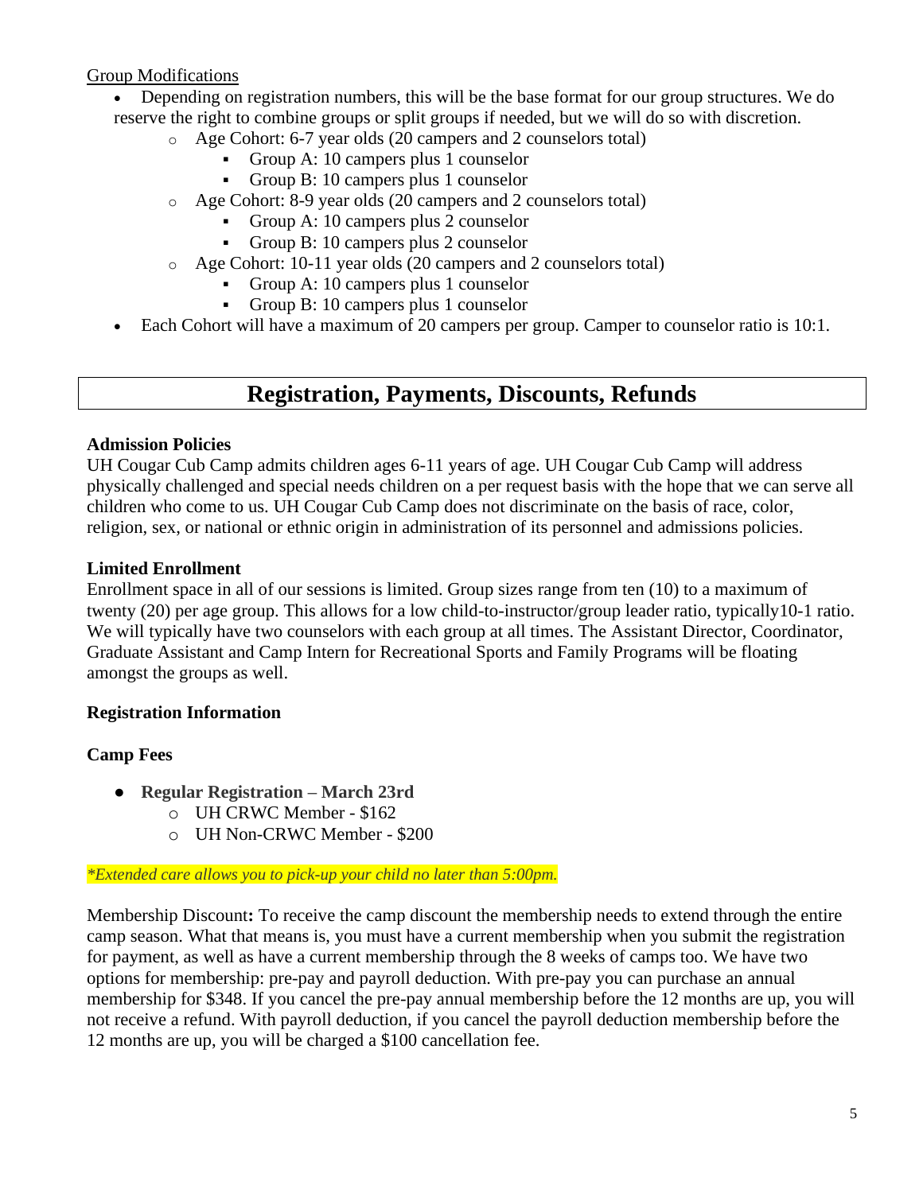Group Modifications

- Depending on registration numbers, this will be the base format for our group structures. We do reserve the right to combine groups or split groups if needed, but we will do so with discretion.
    - Age Cohort: 6-7 year olds (20 campers and 2 counselors total)
        - Group A: 10 campers plus 1 counselor
        - Group B: 10 campers plus 1 counselor
    - Age Cohort: 8-9 year olds (20 campers and 2 counselors total)
        - Group A: 10 campers plus 2 counselor
        - Group B: 10 campers plus 2 counselor
    - Age Cohort: 10-11 year olds (20 campers and 2 counselors total)
        - Group A: 10 campers plus 1 counselor
        - Group B: 10 campers plus 1 counselor
- Each Cohort will have a maximum of 20 campers per group. Camper to counselor ratio is 10:1.

## Registration, Payments, Discounts, Refunds

**Admission Policies**

UH Cougar Cub Camp admits children ages 6-11 years of age. UH Cougar Cub Camp will address physically challenged and special needs children on a per request basis with the hope that we can serve all children who come to us. UH Cougar Cub Camp does not discriminate on the basis of race, color, religion, sex, or national or ethnic origin in administration of its personnel and admissions policies.

**Limited Enrollment**

Enrollment space in all of our sessions is limited. Group sizes range from ten (10) to a maximum of twenty (20) per age group. This allows for a low child-to-instructor/group leader ratio, typically10-1 ratio. We will typically have two counselors with each group at all times. The Assistant Director, Coordinator, Graduate Assistant and Camp Intern for Recreational Sports and Family Programs will be floating amongst the groups as well.

**Registration Information**

**Camp Fees**

- **Regular Registration – March 23rd**
    - UH CRWC Member - $162
    - UH Non-CRWC Member - $200

*\*Extended care allows you to pick-up your child no later than 5:00pm.*

Membership Discount**:** To receive the camp discount the membership needs to extend through the entire camp season. What that means is, you must have a current membership when you submit the registration for payment, as well as have a current membership through the 8 weeks of camps too. We have two options for membership: pre-pay and payroll deduction. With pre-pay you can purchase an annual membership for $348. If you cancel the pre-pay annual membership before the 12 months are up, you will not receive a refund. With payroll deduction, if you cancel the payroll deduction membership before the 12 months are up, you will be charged a $100 cancellation fee.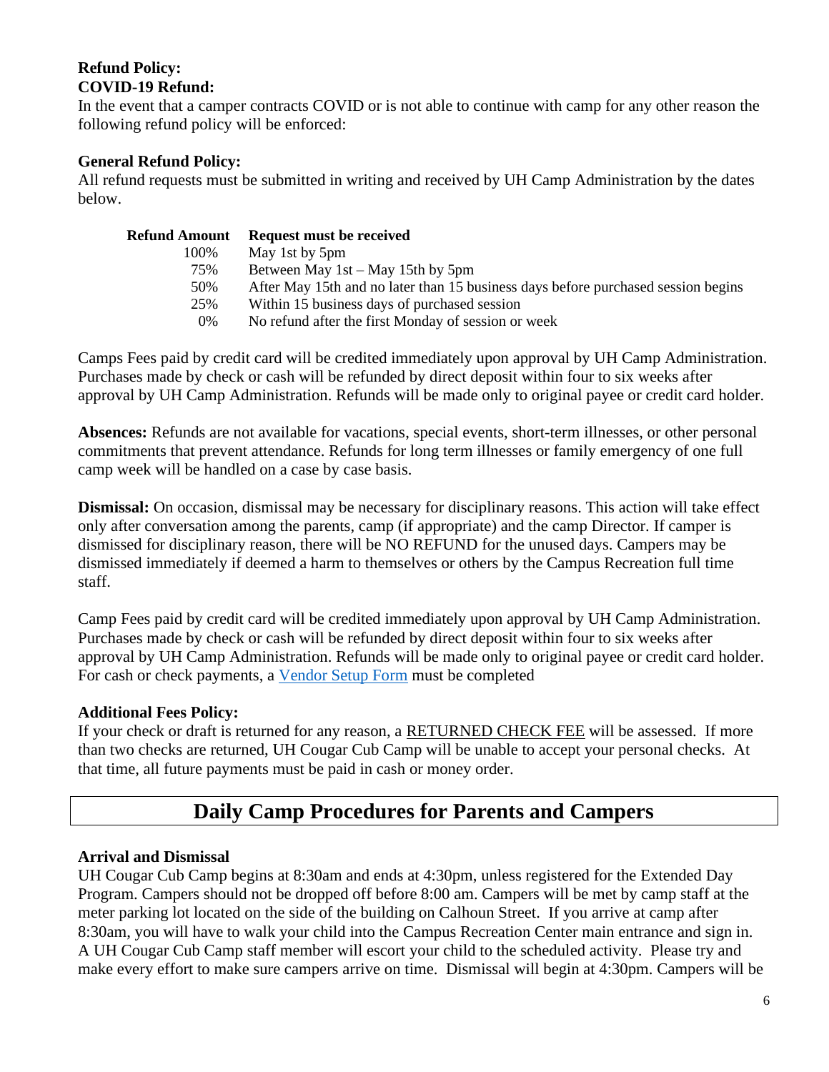**Refund Policy:**
**COVID-19 Refund:**

In the event that a camper contracts COVID or is not able to continue with camp for any other reason the following refund policy will be enforced:

**General Refund Policy:**

All refund requests must be submitted in writing and received by UH Camp Administration by the dates below.

| Refund Amount | Request must be received |
|---|---|
| 100% | May 1st by 5pm |
| 75% | Between May 1st – May 15th by 5pm |
| 50% | After May 15th and no later than 15 business days before purchased session begins |
| 25% | Within 15 business days of purchased session |
| 0% | No refund after the first Monday of session or week |

Camps Fees paid by credit card will be credited immediately upon approval by UH Camp Administration. Purchases made by check or cash will be refunded by direct deposit within four to six weeks after approval by UH Camp Administration. Refunds will be made only to original payee or credit card holder.

**Absences:** Refunds are not available for vacations, special events, short-term illnesses, or other personal commitments that prevent attendance. Refunds for long term illnesses or family emergency of one full camp week will be handled on a case by case basis.

**Dismissal:** On occasion, dismissal may be necessary for disciplinary reasons. This action will take effect only after conversation among the parents, camp (if appropriate) and the camp Director. If camper is dismissed for disciplinary reason, there will be NO REFUND for the unused days. Campers may be dismissed immediately if deemed a harm to themselves or others by the Campus Recreation full time staff.

Camp Fees paid by credit card will be credited immediately upon approval by UH Camp Administration. Purchases made by check or cash will be refunded by direct deposit within four to six weeks after approval by UH Camp Administration. Refunds will be made only to original payee or credit card holder. For cash or check payments, a Vendor Setup Form must be completed

**Additional Fees Policy:**

If your check or draft is returned for any reason, a RETURNED CHECK FEE will be assessed. If more than two checks are returned, UH Cougar Cub Camp will be unable to accept your personal checks. At that time, all future payments must be paid in cash or money order.

# Daily Camp Procedures for Parents and Campers

**Arrival and Dismissal**

UH Cougar Cub Camp begins at 8:30am and ends at 4:30pm, unless registered for the Extended Day Program. Campers should not be dropped off before 8:00 am. Campers will be met by camp staff at the meter parking lot located on the side of the building on Calhoun Street. If you arrive at camp after 8:30am, you will have to walk your child into the Campus Recreation Center main entrance and sign in. A UH Cougar Cub Camp staff member will escort your child to the scheduled activity. Please try and make every effort to make sure campers arrive on time. Dismissal will begin at 4:30pm. Campers will be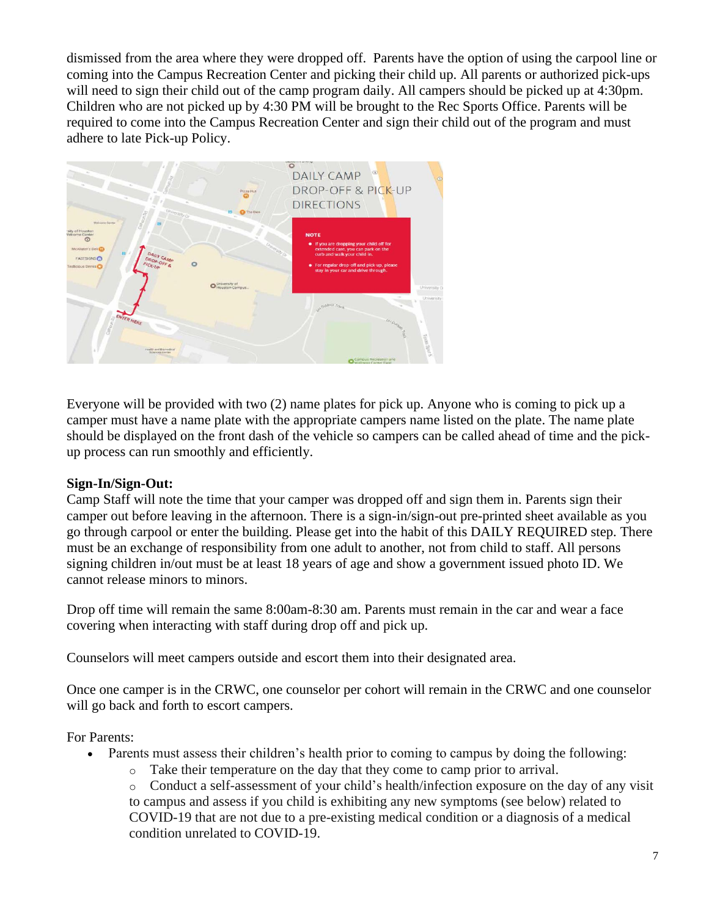dismissed from the area where they were dropped off. Parents have the option of using the carpool line or coming into the Campus Recreation Center and picking their child up. All parents or authorized pick-ups will need to sign their child out of the camp program daily. All campers should be picked up at 4:30pm. Children who are not picked up by 4:30 PM will be brought to the Rec Sports Office. Parents will be required to come into the Campus Recreation Center and sign their child out of the program and must adhere to late Pick-up Policy.

Everyone will be provided with two (2) name plates for pick up. Anyone who is coming to pick up a camper must have a name plate with the appropriate campers name listed on the plate. The name plate should be displayed on the front dash of the vehicle so campers can be called ahead of time and the pick-up process can run smoothly and efficiently.

**Sign-In/Sign-Out:**
Camp Staff will note the time that your camper was dropped off and sign them in. Parents sign their camper out before leaving in the afternoon. There is a sign-in/sign-out pre-printed sheet available as you go through carpool or enter the building. Please get into the habit of this DAILY REQUIRED step. There must be an exchange of responsibility from one adult to another, not from child to staff. All persons signing children in/out must be at least 18 years of age and show a government issued photo ID. We cannot release minors to minors.

Drop off time will remain the same 8:00am-8:30 am. Parents must remain in the car and wear a face covering when interacting with staff during drop off and pick up.

Counselors will meet campers outside and escort them into their designated area.

Once one camper is in the CRWC, one counselor per cohort will remain in the CRWC and one counselor will go back and forth to escort campers.

For Parents:

- Parents must assess their children's health prior to coming to campus by doing the following:
  - Take their temperature on the day that they come to camp prior to arrival.
  - Conduct a self-assessment of your child's health/infection exposure on the day of any visit to campus and assess if you child is exhibiting any new symptoms (see below) related to COVID-19 that are not due to a pre-existing medical condition or a diagnosis of a medical condition unrelated to COVID-19.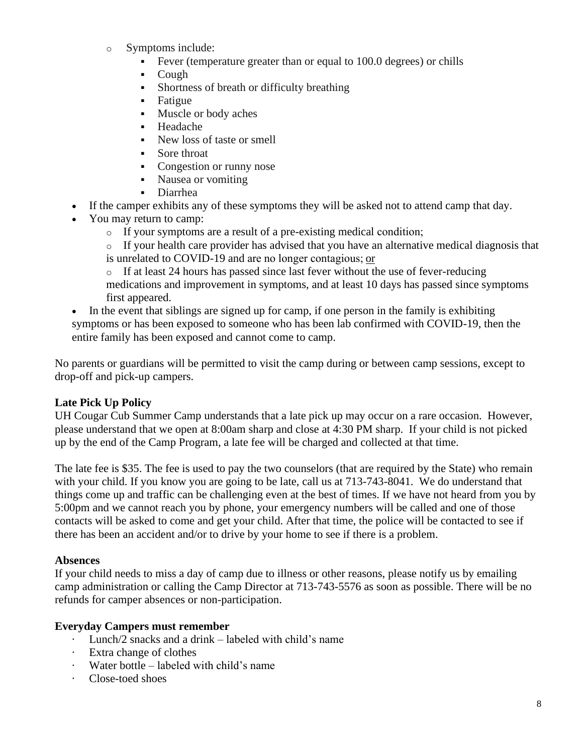- Symptoms include:
  - Fever (temperature greater than or equal to 100.0 degrees) or chills
  - Cough
  - Shortness of breath or difficulty breathing
  - Fatigue
  - Muscle or body aches
  - Headache
  - New loss of taste or smell
  - Sore throat
  - Congestion or runny nose
  - Nausea or vomiting
  - Diarrhea

- If the camper exhibits any of these symptoms they will be asked not to attend camp that day.
- You may return to camp:
  - If your symptoms are a result of a pre-existing medical condition;
  - If your health care provider has advised that you have an alternative medical diagnosis that is unrelated to COVID-19 and are no longer contagious; <u>or</u>
  - If at least 24 hours has passed since last fever without the use of fever-reducing medications and improvement in symptoms, and at least 10 days has passed since symptoms first appeared.
- In the event that siblings are signed up for camp, if one person in the family is exhibiting symptoms or has been exposed to someone who has been lab confirmed with COVID-19, then the entire family has been exposed and cannot come to camp.

No parents or guardians will be permitted to visit the camp during or between camp sessions, except to drop-off and pick-up campers.

**Late Pick Up Policy**

UH Cougar Cub Summer Camp understands that a late pick up may occur on a rare occasion. However, please understand that we open at 8:00am sharp and close at 4:30 PM sharp. If your child is not picked up by the end of the Camp Program, a late fee will be charged and collected at that time.

The late fee is $35. The fee is used to pay the two counselors (that are required by the State) who remain with your child. If you know you are going to be late, call us at 713-743-8041. We do understand that things come up and traffic can be challenging even at the best of times. If we have not heard from you by 5:00pm and we cannot reach you by phone, your emergency numbers will be called and one of those contacts will be asked to come and get your child. After that time, the police will be contacted to see if there has been an accident and/or to drive by your home to see if there is a problem.

**Absences**

If your child needs to miss a day of camp due to illness or other reasons, please notify us by emailing camp administration or calling the Camp Director at 713-743-5576 as soon as possible. There will be no refunds for camper absences or non-participation.

**Everyday Campers must remember**

- Lunch/2 snacks and a drink – labeled with child's name
- Extra change of clothes
- Water bottle – labeled with child's name
- Close-toed shoes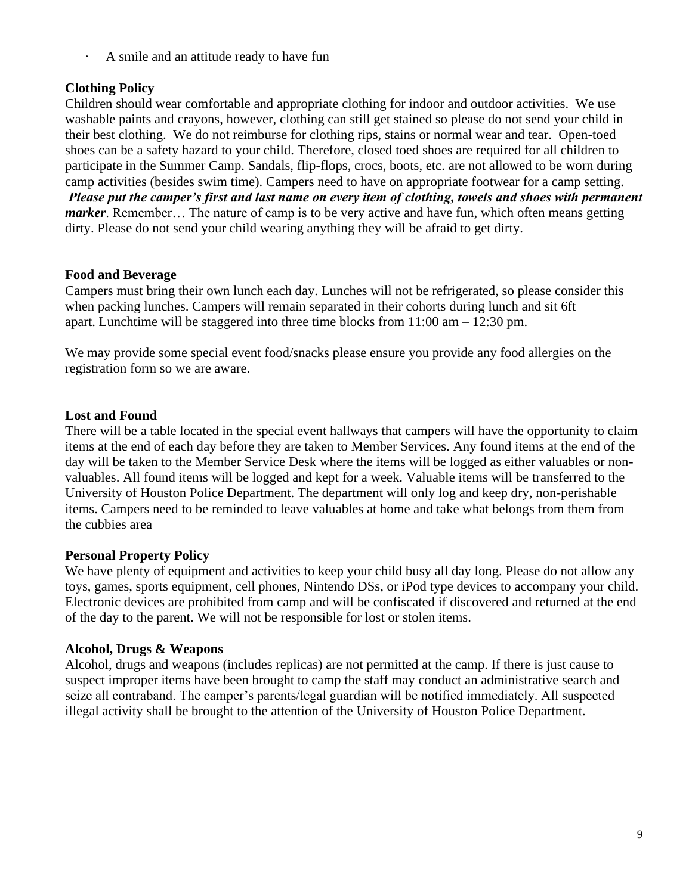- A smile and an attitude ready to have fun

**Clothing Policy**

Children should wear comfortable and appropriate clothing for indoor and outdoor activities. We use washable paints and crayons, however, clothing can still get stained so please do not send your child in their best clothing. We do not reimburse for clothing rips, stains or normal wear and tear. Open-toed shoes can be a safety hazard to your child. Therefore, closed toed shoes are required for all children to participate in the Summer Camp. Sandals, flip-flops, crocs, boots, etc. are not allowed to be worn during camp activities (besides swim time). Campers need to have on appropriate footwear for a camp setting. ***Please put the camper's first and last name on every item of clothing, towels and shoes with permanent marker***. Remember… The nature of camp is to be very active and have fun, which often means getting dirty. Please do not send your child wearing anything they will be afraid to get dirty.

**Food and Beverage**

Campers must bring their own lunch each day. Lunches will not be refrigerated, so please consider this when packing lunches. Campers will remain separated in their cohorts during lunch and sit 6ft apart. Lunchtime will be staggered into three time blocks from 11:00 am – 12:30 pm.

We may provide some special event food/snacks please ensure you provide any food allergies on the registration form so we are aware.

**Lost and Found**

There will be a table located in the special event hallways that campers will have the opportunity to claim items at the end of each day before they are taken to Member Services. Any found items at the end of the day will be taken to the Member Service Desk where the items will be logged as either valuables or non-valuables. All found items will be logged and kept for a week. Valuable items will be transferred to the University of Houston Police Department. The department will only log and keep dry, non-perishable items. Campers need to be reminded to leave valuables at home and take what belongs from them from the cubbies area

**Personal Property Policy**

We have plenty of equipment and activities to keep your child busy all day long. Please do not allow any toys, games, sports equipment, cell phones, Nintendo DSs, or iPod type devices to accompany your child. Electronic devices are prohibited from camp and will be confiscated if discovered and returned at the end of the day to the parent. We will not be responsible for lost or stolen items.

**Alcohol, Drugs & Weapons**

Alcohol, drugs and weapons (includes replicas) are not permitted at the camp. If there is just cause to suspect improper items have been brought to camp the staff may conduct an administrative search and seize all contraband. The camper's parents/legal guardian will be notified immediately. All suspected illegal activity shall be brought to the attention of the University of Houston Police Department.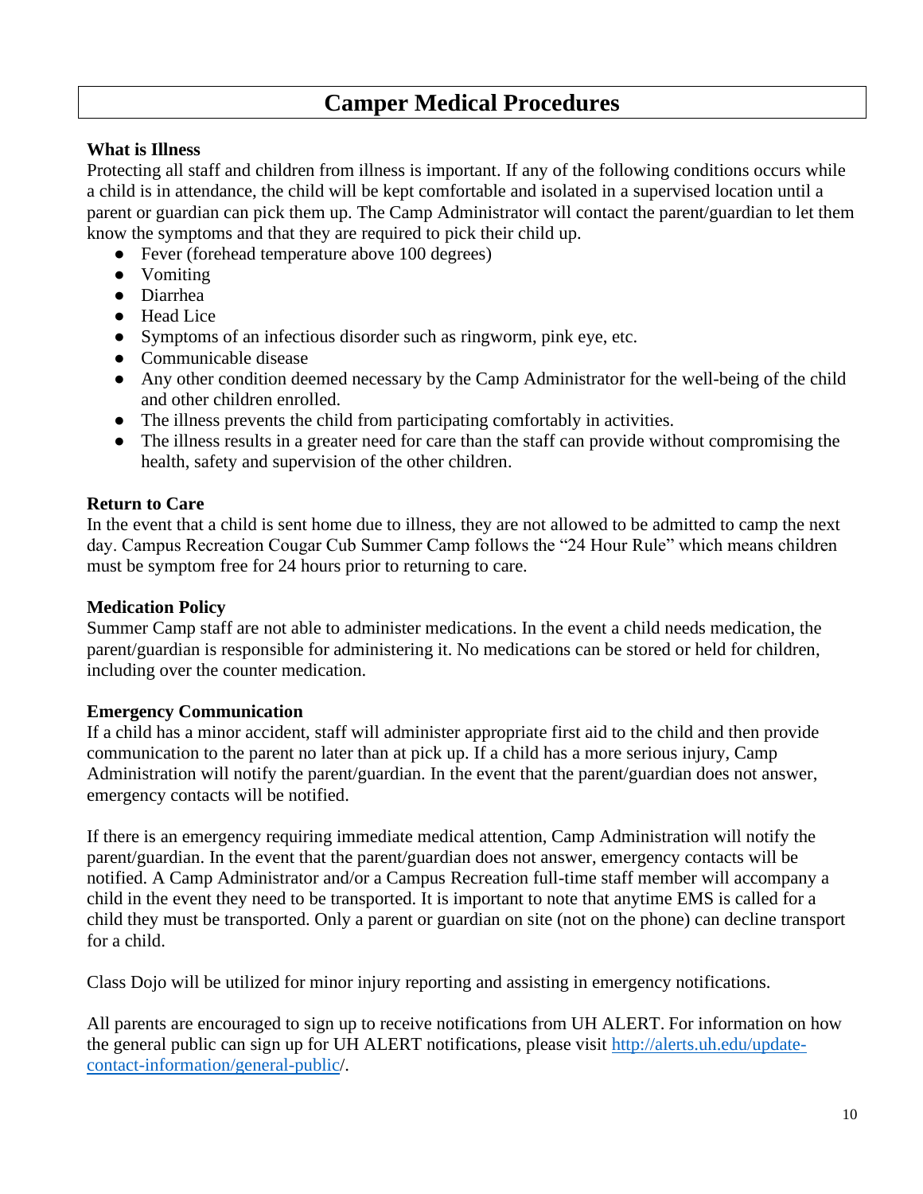# Camper Medical Procedures

**What is Illness**

Protecting all staff and children from illness is important. If any of the following conditions occurs while a child is in attendance, the child will be kept comfortable and isolated in a supervised location until a parent or guardian can pick them up. The Camp Administrator will contact the parent/guardian to let them know the symptoms and that they are required to pick their child up.

- Fever (forehead temperature above 100 degrees)
- Vomiting
- Diarrhea
- Head Lice
- Symptoms of an infectious disorder such as ringworm, pink eye, etc.
- Communicable disease
- Any other condition deemed necessary by the Camp Administrator for the well-being of the child and other children enrolled.
- The illness prevents the child from participating comfortably in activities.
- The illness results in a greater need for care than the staff can provide without compromising the health, safety and supervision of the other children.

**Return to Care**

In the event that a child is sent home due to illness, they are not allowed to be admitted to camp the next day. Campus Recreation Cougar Cub Summer Camp follows the "24 Hour Rule" which means children must be symptom free for 24 hours prior to returning to care.

**Medication Policy**

Summer Camp staff are not able to administer medications. In the event a child needs medication, the parent/guardian is responsible for administering it. No medications can be stored or held for children, including over the counter medication.

**Emergency Communication**

If a child has a minor accident, staff will administer appropriate first aid to the child and then provide communication to the parent no later than at pick up. If a child has a more serious injury, Camp Administration will notify the parent/guardian. In the event that the parent/guardian does not answer, emergency contacts will be notified.

If there is an emergency requiring immediate medical attention, Camp Administration will notify the parent/guardian. In the event that the parent/guardian does not answer, emergency contacts will be notified. A Camp Administrator and/or a Campus Recreation full-time staff member will accompany a child in the event they need to be transported. It is important to note that anytime EMS is called for a child they must be transported. Only a parent or guardian on site (not on the phone) can decline transport for a child.

Class Dojo will be utilized for minor injury reporting and assisting in emergency notifications.

All parents are encouraged to sign up to receive notifications from UH ALERT. For information on how the general public can sign up for UH ALERT notifications, please visit [http://alerts.uh.edu/update-contact-information/general-public](http://alerts.uh.edu/update-contact-information/general-public)/.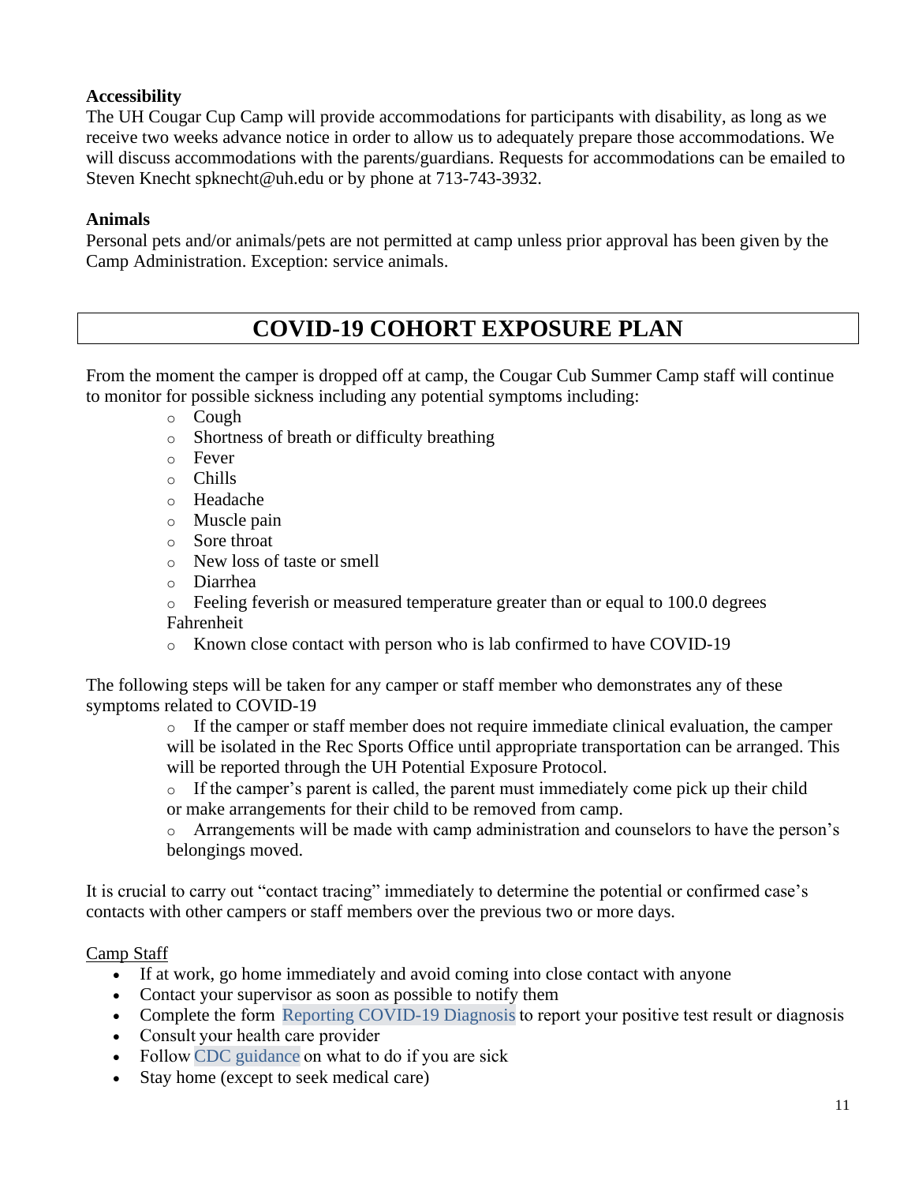**Accessibility**
The UH Cougar Cup Camp will provide accommodations for participants with disability, as long as we receive two weeks advance notice in order to allow us to adequately prepare those accommodations. We will discuss accommodations with the parents/guardians. Requests for accommodations can be emailed to Steven Knecht spknecht@uh.edu or by phone at 713-743-3932.

**Animals**
Personal pets and/or animals/pets are not permitted at camp unless prior approval has been given by the Camp Administration. Exception: service animals.

## COVID-19 COHORT EXPOSURE PLAN

From the moment the camper is dropped off at camp, the Cougar Cub Summer Camp staff will continue to monitor for possible sickness including any potential symptoms including:

- Cough
- Shortness of breath or difficulty breathing
- Fever
- Chills
- Headache
- Muscle pain
- Sore throat
- New loss of taste or smell
- Diarrhea
- Feeling feverish or measured temperature greater than or equal to 100.0 degrees Fahrenheit
- Known close contact with person who is lab confirmed to have COVID-19

The following steps will be taken for any camper or staff member who demonstrates any of these symptoms related to COVID-19

- If the camper or staff member does not require immediate clinical evaluation, the camper will be isolated in the Rec Sports Office until appropriate transportation can be arranged. This will be reported through the UH Potential Exposure Protocol.
- If the camper's parent is called, the parent must immediately come pick up their child or make arrangements for their child to be removed from camp.
- Arrangements will be made with camp administration and counselors to have the person's belongings moved.

It is crucial to carry out "contact tracing" immediately to determine the potential or confirmed case's contacts with other campers or staff members over the previous two or more days.

<u>Camp Staff</u>

- If at work, go home immediately and avoid coming into close contact with anyone
- Contact your supervisor as soon as possible to notify them
- Complete the form Reporting COVID-19 Diagnosis to report your positive test result or diagnosis
- Consult your health care provider
- Follow CDC guidance on what to do if you are sick
- Stay home (except to seek medical care)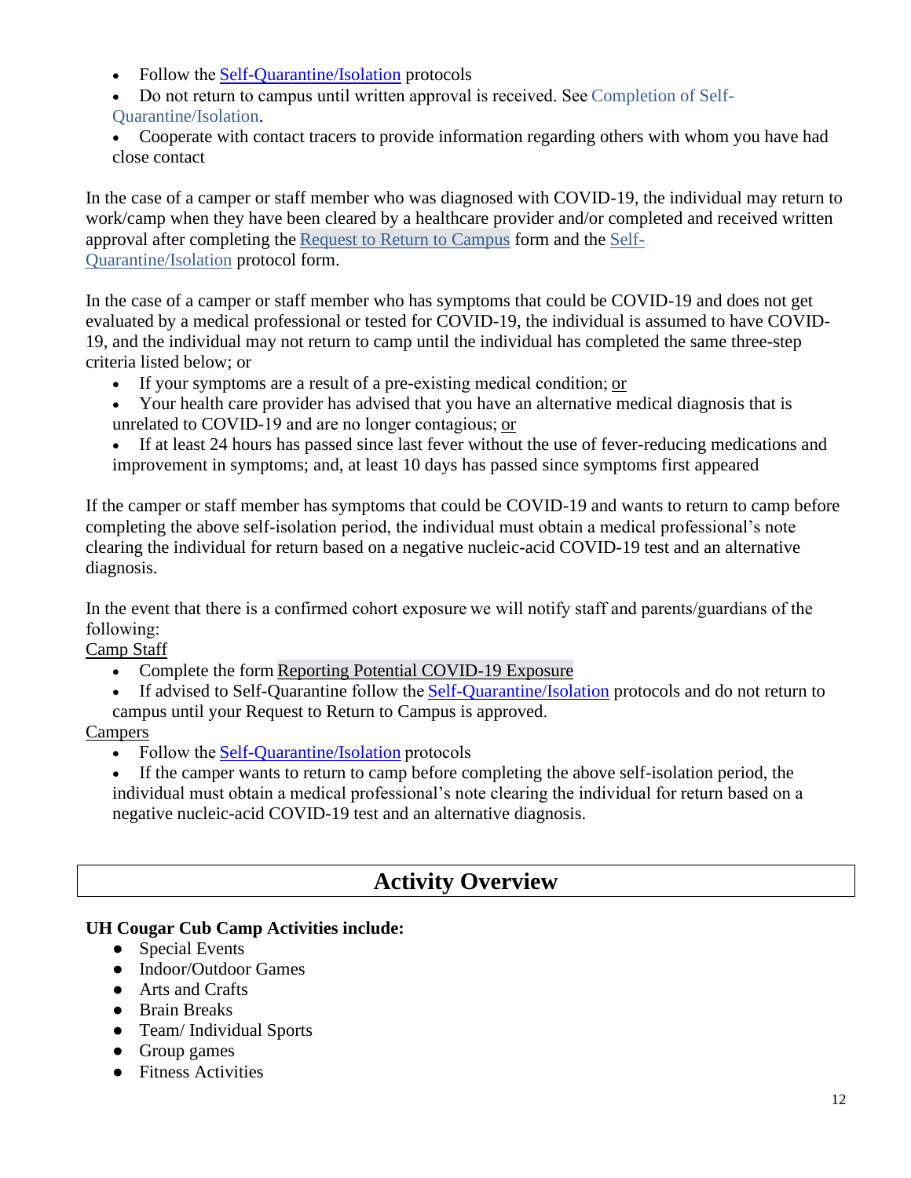- Follow the Self-Quarantine/Isolation protocols
- Do not return to campus until written approval is received. See Completion of Self-Quarantine/Isolation.
- Cooperate with contact tracers to provide information regarding others with whom you have had close contact

In the case of a camper or staff member who was diagnosed with COVID-19, the individual may return to work/camp when they have been cleared by a healthcare provider and/or completed and received written approval after completing the Request to Return to Campus form and the Self-Quarantine/Isolation protocol form.

In the case of a camper or staff member who has symptoms that could be COVID-19 and does not get evaluated by a medical professional or tested for COVID-19, the individual is assumed to have COVID-19, and the individual may not return to camp until the individual has completed the same three-step criteria listed below; or

- If your symptoms are a result of a pre-existing medical condition; or
- Your health care provider has advised that you have an alternative medical diagnosis that is unrelated to COVID-19 and are no longer contagious; or
- If at least 24 hours has passed since last fever without the use of fever-reducing medications and improvement in symptoms; and, at least 10 days has passed since symptoms first appeared

If the camper or staff member has symptoms that could be COVID-19 and wants to return to camp before completing the above self-isolation period, the individual must obtain a medical professional's note clearing the individual for return based on a negative nucleic-acid COVID-19 test and an alternative diagnosis.

In the event that there is a confirmed cohort exposure we will notify staff and parents/guardians of the following:

Camp Staff

- Complete the form Reporting Potential COVID-19 Exposure
- If advised to Self-Quarantine follow the Self-Quarantine/Isolation protocols and do not return to campus until your Request to Return to Campus is approved.

Campers

- Follow the Self-Quarantine/Isolation protocols
- If the camper wants to return to camp before completing the above self-isolation period, the individual must obtain a medical professional's note clearing the individual for return based on a negative nucleic-acid COVID-19 test and an alternative diagnosis.

# Activity Overview

**UH Cougar Cub Camp Activities include:**

- Special Events
- Indoor/Outdoor Games
- Arts and Crafts
- Brain Breaks
- Team/ Individual Sports
- Group games
- Fitness Activities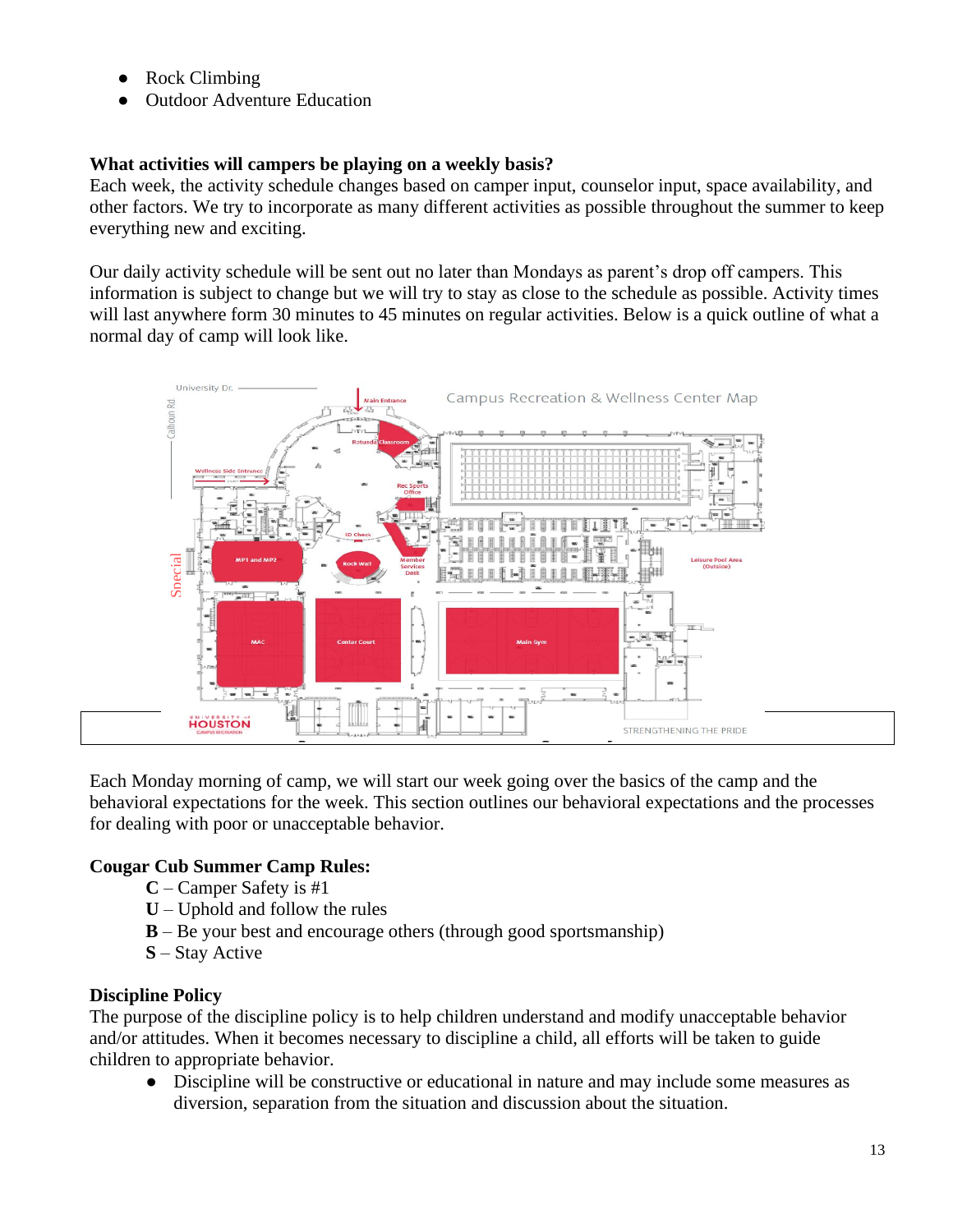- Rock Climbing
- Outdoor Adventure Education

**What activities will campers be playing on a weekly basis?**
Each week, the activity schedule changes based on camper input, counselor input, space availability, and other factors. We try to incorporate as many different activities as possible throughout the summer to keep everything new and exciting.

Our daily activity schedule will be sent out no later than Mondays as parent's drop off campers. This information is subject to change but we will try to stay as close to the schedule as possible. Activity times will last anywhere form 30 minutes to 45 minutes on regular activities. Below is a quick outline of what a normal day of camp will look like.

Each Monday morning of camp, we will start our week going over the basics of the camp and the behavioral expectations for the week. This section outlines our behavioral expectations and the processes for dealing with poor or unacceptable behavior.

**Cougar Cub Summer Camp Rules:**

**C** – Camper Safety is #1
**U** – Uphold and follow the rules
**B** – Be your best and encourage others (through good sportsmanship)
**S** – Stay Active

**Discipline Policy**
The purpose of the discipline policy is to help children understand and modify unacceptable behavior and/or attitudes. When it becomes necessary to discipline a child, all efforts will be taken to guide children to appropriate behavior.

- Discipline will be constructive or educational in nature and may include some measures as diversion, separation from the situation and discussion about the situation.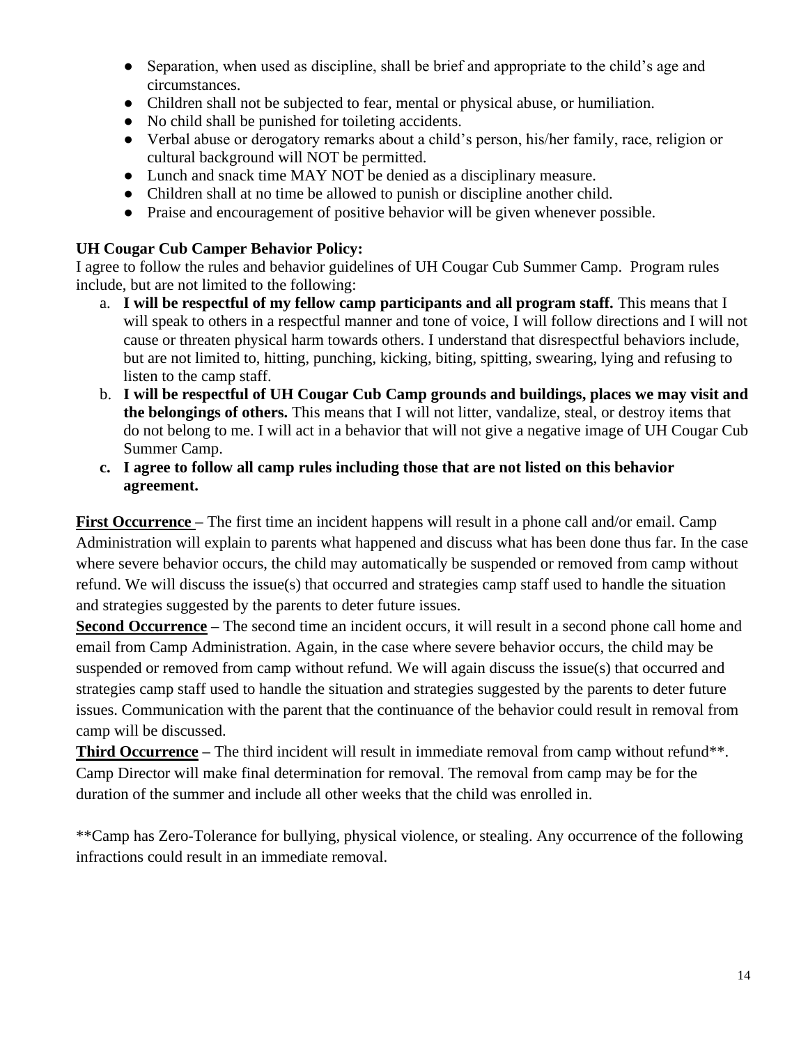- Separation, when used as discipline, shall be brief and appropriate to the child's age and circumstances.
- Children shall not be subjected to fear, mental or physical abuse, or humiliation.
- No child shall be punished for toileting accidents.
- Verbal abuse or derogatory remarks about a child's person, his/her family, race, religion or cultural background will NOT be permitted.
- Lunch and snack time MAY NOT be denied as a disciplinary measure.
- Children shall at no time be allowed to punish or discipline another child.
- Praise and encouragement of positive behavior will be given whenever possible.

**UH Cougar Cub Camper Behavior Policy:**

I agree to follow the rules and behavior guidelines of UH Cougar Cub Summer Camp. Program rules include, but are not limited to the following:

a. **I will be respectful of my fellow camp participants and all program staff.** This means that I will speak to others in a respectful manner and tone of voice, I will follow directions and I will not cause or threaten physical harm towards others. I understand that disrespectful behaviors include, but are not limited to, hitting, punching, kicking, biting, spitting, swearing, lying and refusing to listen to the camp staff.

b. **I will be respectful of UH Cougar Cub Camp grounds and buildings, places we may visit and the belongings of others.** This means that I will not litter, vandalize, steal, or destroy items that do not belong to me. I will act in a behavior that will not give a negative image of UH Cougar Cub Summer Camp.

c. **I agree to follow all camp rules including those that are not listed on this behavior agreement.**

**First Occurrence** – The first time an incident happens will result in a phone call and/or email. Camp Administration will explain to parents what happened and discuss what has been done thus far. In the case where severe behavior occurs, the child may automatically be suspended or removed from camp without refund. We will discuss the issue(s) that occurred and strategies camp staff used to handle the situation and strategies suggested by the parents to deter future issues.

**Second Occurrence** – The second time an incident occurs, it will result in a second phone call home and email from Camp Administration. Again, in the case where severe behavior occurs, the child may be suspended or removed from camp without refund. We will again discuss the issue(s) that occurred and strategies camp staff used to handle the situation and strategies suggested by the parents to deter future issues. Communication with the parent that the continuance of the behavior could result in removal from camp will be discussed.

**Third Occurrence** – The third incident will result in immediate removal from camp without refund**. Camp Director will make final determination for removal. The removal from camp may be for the duration of the summer and include all other weeks that the child was enrolled in.

**Camp has Zero-Tolerance for bullying, physical violence, or stealing. Any occurrence of the following infractions could result in an immediate removal.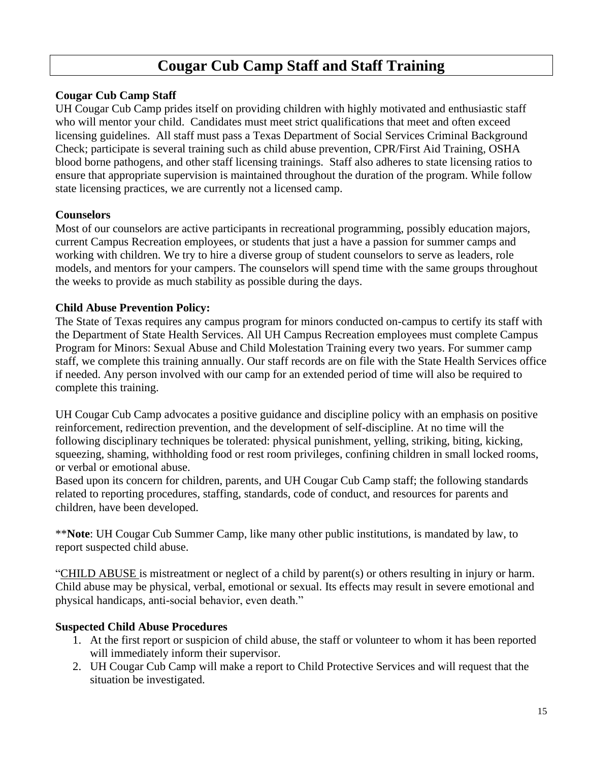# Cougar Cub Camp Staff and Staff Training

**Cougar Cub Camp Staff**

UH Cougar Cub Camp prides itself on providing children with highly motivated and enthusiastic staff who will mentor your child. Candidates must meet strict qualifications that meet and often exceed licensing guidelines. All staff must pass a Texas Department of Social Services Criminal Background Check; participate is several training such as child abuse prevention, CPR/First Aid Training, OSHA blood borne pathogens, and other staff licensing trainings. Staff also adheres to state licensing ratios to ensure that appropriate supervision is maintained throughout the duration of the program. While follow state licensing practices, we are currently not a licensed camp.

**Counselors**

Most of our counselors are active participants in recreational programming, possibly education majors, current Campus Recreation employees, or students that just a have a passion for summer camps and working with children. We try to hire a diverse group of student counselors to serve as leaders, role models, and mentors for your campers. The counselors will spend time with the same groups throughout the weeks to provide as much stability as possible during the days.

**Child Abuse Prevention Policy:**

The State of Texas requires any campus program for minors conducted on-campus to certify its staff with the Department of State Health Services. All UH Campus Recreation employees must complete Campus Program for Minors: Sexual Abuse and Child Molestation Training every two years. For summer camp staff, we complete this training annually. Our staff records are on file with the State Health Services office if needed. Any person involved with our camp for an extended period of time will also be required to complete this training.

UH Cougar Cub Camp advocates a positive guidance and discipline policy with an emphasis on positive reinforcement, redirection prevention, and the development of self-discipline. At no time will the following disciplinary techniques be tolerated: physical punishment, yelling, striking, biting, kicking, squeezing, shaming, withholding food or rest room privileges, confining children in small locked rooms, or verbal or emotional abuse.

Based upon its concern for children, parents, and UH Cougar Cub Camp staff; the following standards related to reporting procedures, staffing, standards, code of conduct, and resources for parents and children, have been developed.

\*\***Note**: UH Cougar Cub Summer Camp, like many other public institutions, is mandated by law, to report suspected child abuse.

"<u>CHILD ABUSE</u> is mistreatment or neglect of a child by parent(s) or others resulting in injury or harm. Child abuse may be physical, verbal, emotional or sexual. Its effects may result in severe emotional and physical handicaps, anti-social behavior, even death."

**Suspected Child Abuse Procedures**

1. At the first report or suspicion of child abuse, the staff or volunteer to whom it has been reported will immediately inform their supervisor.
2. UH Cougar Cub Camp will make a report to Child Protective Services and will request that the situation be investigated.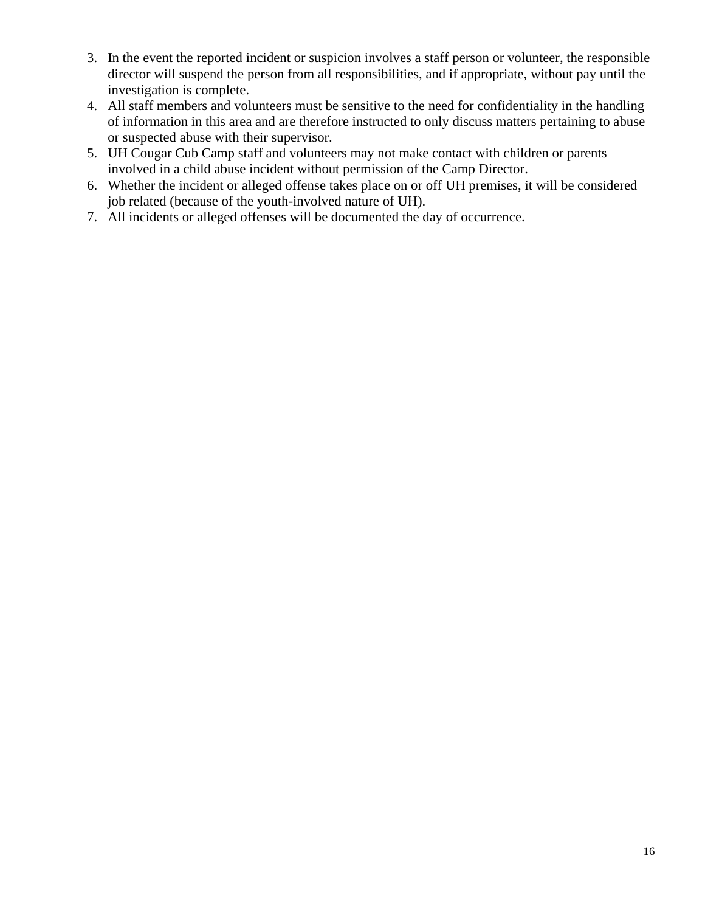3. In the event the reported incident or suspicion involves a staff person or volunteer, the responsible director will suspend the person from all responsibilities, and if appropriate, without pay until the investigation is complete.
4. All staff members and volunteers must be sensitive to the need for confidentiality in the handling of information in this area and are therefore instructed to only discuss matters pertaining to abuse or suspected abuse with their supervisor.
5. UH Cougar Cub Camp staff and volunteers may not make contact with children or parents involved in a child abuse incident without permission of the Camp Director.
6. Whether the incident or alleged offense takes place on or off UH premises, it will be considered job related (because of the youth-involved nature of UH).
7. All incidents or alleged offenses will be documented the day of occurrence.